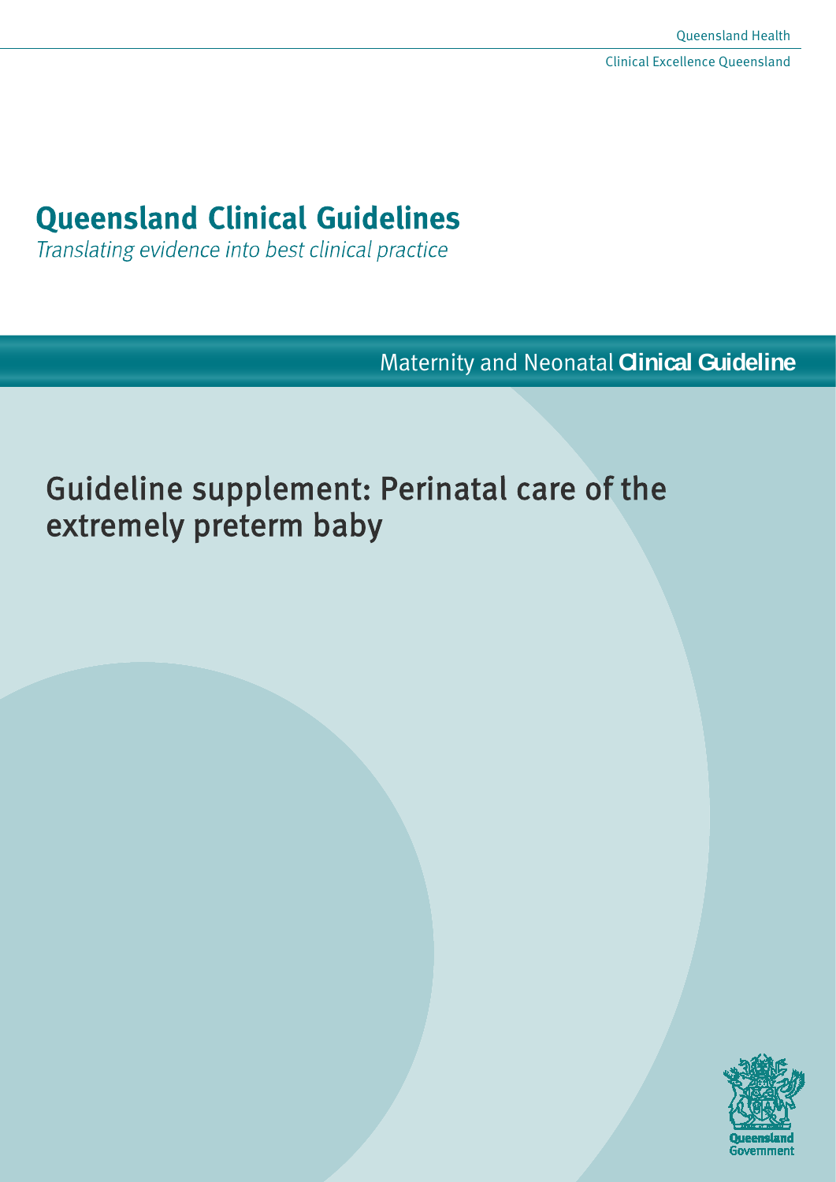Queensland Health

Clinical Excellence Queensland

# Queensland Clinical Guidelines

*Translating evidence into best clinical practice*

Maternity and Neonatal **Clinical Guideline**

## Guideline supplement: Perinatal care of the extremely preterm baby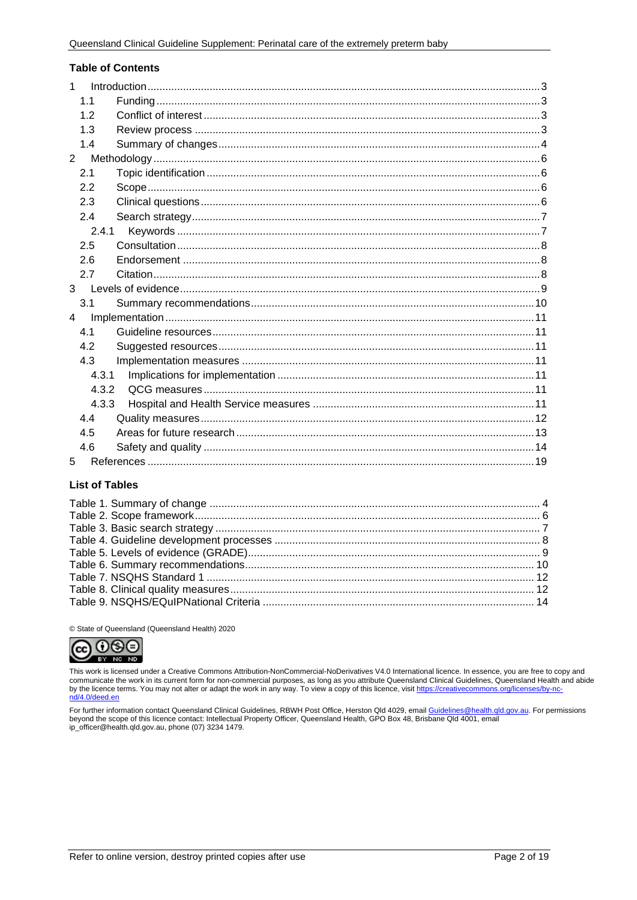## Table of Contents

- 1 Introduction ... 3
  - 1.1 Funding ... 3
  - 1.2 Conflict of interest ... 3
  - 1.3 Review process ... 3
  - 1.4 Summary of changes ... 4
- 2 Methodology ... 6
  - 2.1 Topic identification ... 6
  - 2.2 Scope ... 6
  - 2.3 Clinical questions ... 6
  - 2.4 Search strategy ... 7
    - 2.4.1 Keywords ... 7
  - 2.5 Consultation ... 8
  - 2.6 Endorsement ... 8
  - 2.7 Citation ... 8
- 3 Levels of evidence ... 9
  - 3.1 Summary recommendations ... 10
- 4 Implementation ... 11
  - 4.1 Guideline resources ... 11
  - 4.2 Suggested resources ... 11
  - 4.3 Implementation measures ... 11
    - 4.3.1 Implications for implementation ... 11
    - 4.3.2 QCG measures ... 11
    - 4.3.3 Hospital and Health Service measures ... 11
  - 4.4 Quality measures ... 12
  - 4.5 Areas for future research ... 13
  - 4.6 Safety and quality ... 14
- 5 References ... 19

## List of Tables

- Table 1. Summary of change ... 4
- Table 2. Scope framework ... 6
- Table 3. Basic search strategy ... 7
- Table 4. Guideline development processes ... 8
- Table 5. Levels of evidence (GRADE) ... 9
- Table 6. Summary recommendations ... 10
- Table 7. NSQHS Standard 1 ... 12
- Table 8. Clinical quality measures ... 12
- Table 9. NSQHS/EQuIPNational Criteria ... 14

© State of Queensland (Queensland Health) 2020

This work is licensed under a Creative Commons Attribution-NonCommercial-NoDerivatives V4.0 International licence. In essence, you are free to copy and communicate the work in its current form for non-commercial purposes, as long as you attribute Queensland Clinical Guidelines, Queensland Health and abide by the licence terms. You may not alter or adapt the work in any way. To view a copy of this licence, visit https://creativecommons.org/licenses/by-nc-nd/4.0/deed.en

For further information contact Queensland Clinical Guidelines, RBWH Post Office, Herston Qld 4029, email Guidelines@health.qld.gov.au. For permissions beyond the scope of this licence contact: Intellectual Property Officer, Queensland Health, GPO Box 48, Brisbane Qld 4001, email ip_officer@health.qld.gov.au, phone (07) 3234 1479.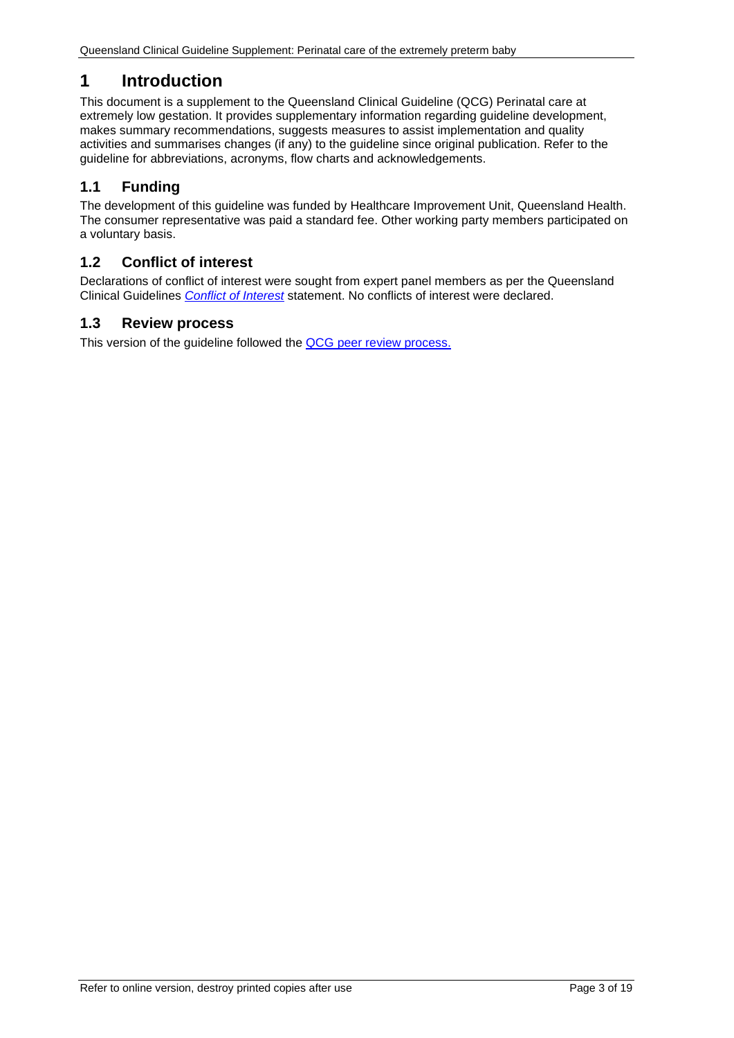# 1 Introduction

This document is a supplement to the Queensland Clinical Guideline (QCG) Perinatal care at extremely low gestation. It provides supplementary information regarding guideline development, makes summary recommendations, suggests measures to assist implementation and quality activities and summarises changes (if any) to the guideline since original publication. Refer to the guideline for abbreviations, acronyms, flow charts and acknowledgements.

## 1.1 Funding

The development of this guideline was funded by Healthcare Improvement Unit, Queensland Health. The consumer representative was paid a standard fee. Other working party members participated on a voluntary basis.

## 1.2 Conflict of interest

Declarations of conflict of interest were sought from expert panel members as per the Queensland Clinical Guidelines *Conflict of Interest* statement. No conflicts of interest were declared.

## 1.3 Review process

This version of the guideline followed the QCG peer review process.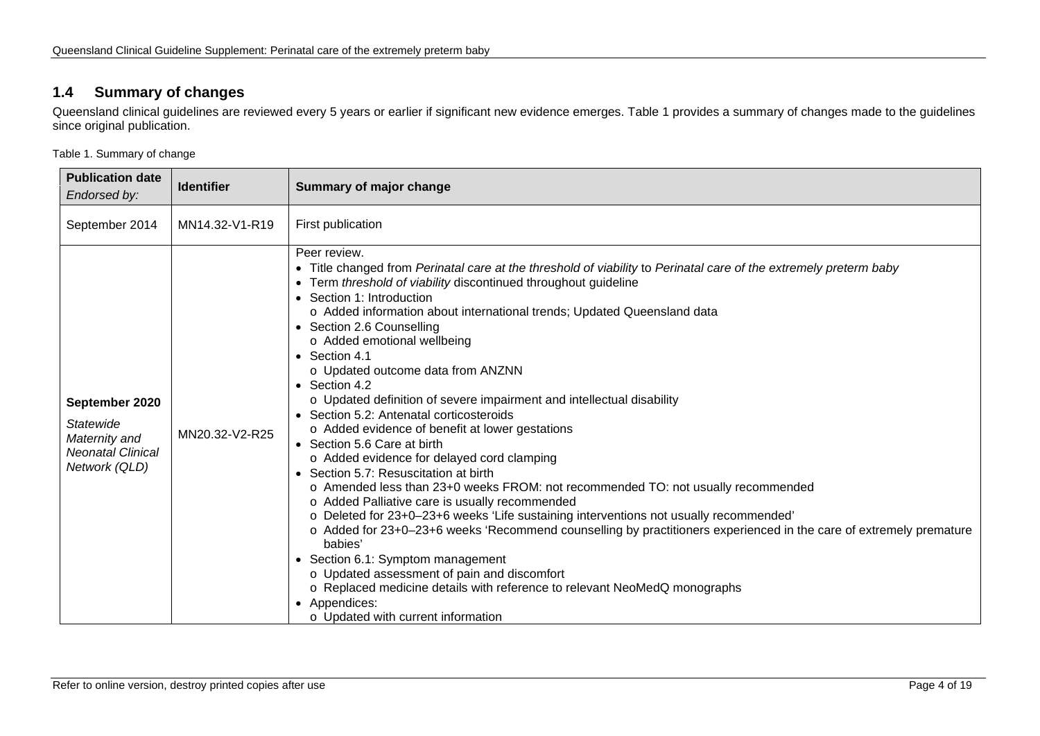## 1.4 Summary of changes

Queensland clinical guidelines are reviewed every 5 years or earlier if significant new evidence emerges. Table 1 provides a summary of changes made to the guidelines since original publication.

Table 1. Summary of change

| **Publication date**<br>*Endorsed by:* | **Identifier** | **Summary of major change** |
|---|---|---|
| September 2014 | MN14.32-V1-R19 | First publication |
| **September 2020**<br>*Statewide Maternity and Neonatal Clinical Network (QLD)* | MN20.32-V2-R25 | Peer review.<br>• Title changed from *Perinatal care at the threshold of viability* to *Perinatal care of the extremely preterm baby*<br>• Term *threshold of viability* discontinued throughout guideline<br>• Section 1: Introduction<br>  o Added information about international trends; Updated Queensland data<br>• Section 2.6 Counselling<br>  o Added emotional wellbeing<br>• Section 4.1<br>  o Updated outcome data from ANZNN<br>• Section 4.2<br>  o Updated definition of severe impairment and intellectual disability<br>• Section 5.2: Antenatal corticosteroids<br>  o Added evidence of benefit at lower gestations<br>• Section 5.6 Care at birth<br>  o Added evidence for delayed cord clamping<br>• Section 5.7: Resuscitation at birth<br>  o Amended less than 23+0 weeks FROM: not recommended TO: not usually recommended<br>  o Added Palliative care is usually recommended<br>  o Deleted for 23+0–23+6 weeks 'Life sustaining interventions not usually recommended'<br>  o Added for 23+0–23+6 weeks 'Recommend counselling by practitioners experienced in the care of extremely premature babies'<br>• Section 6.1: Symptom management<br>  o Updated assessment of pain and discomfort<br>  o Replaced medicine details with reference to relevant NeoMedQ monographs<br>• Appendices:<br>  o Updated with current information |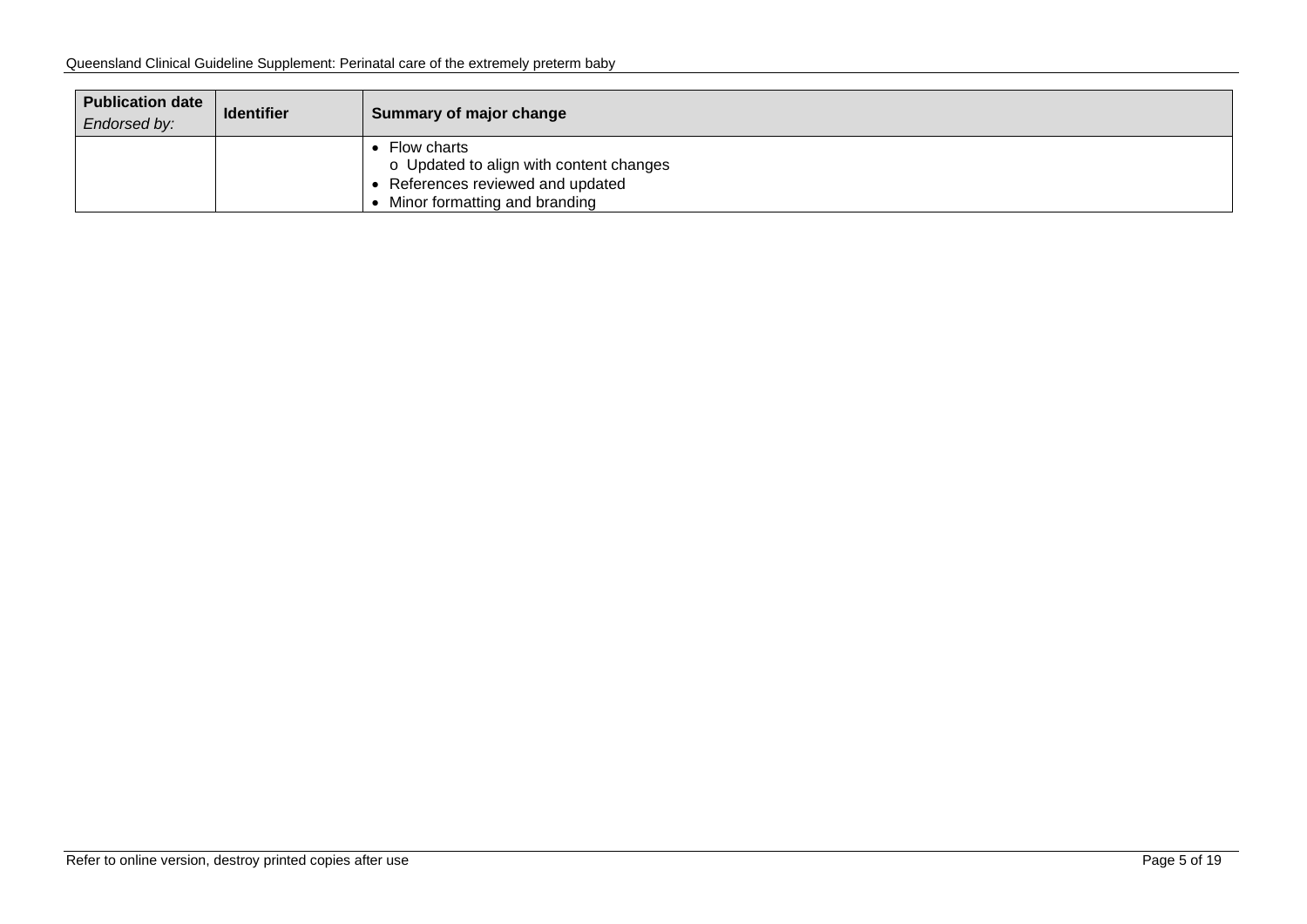| **Publication date** *Endorsed by:* | **Identifier** | **Summary of major change** |
|---|---|---|
| | | • Flow charts<br>o Updated to align with content changes<br>• References reviewed and updated<br>• Minor formatting and branding |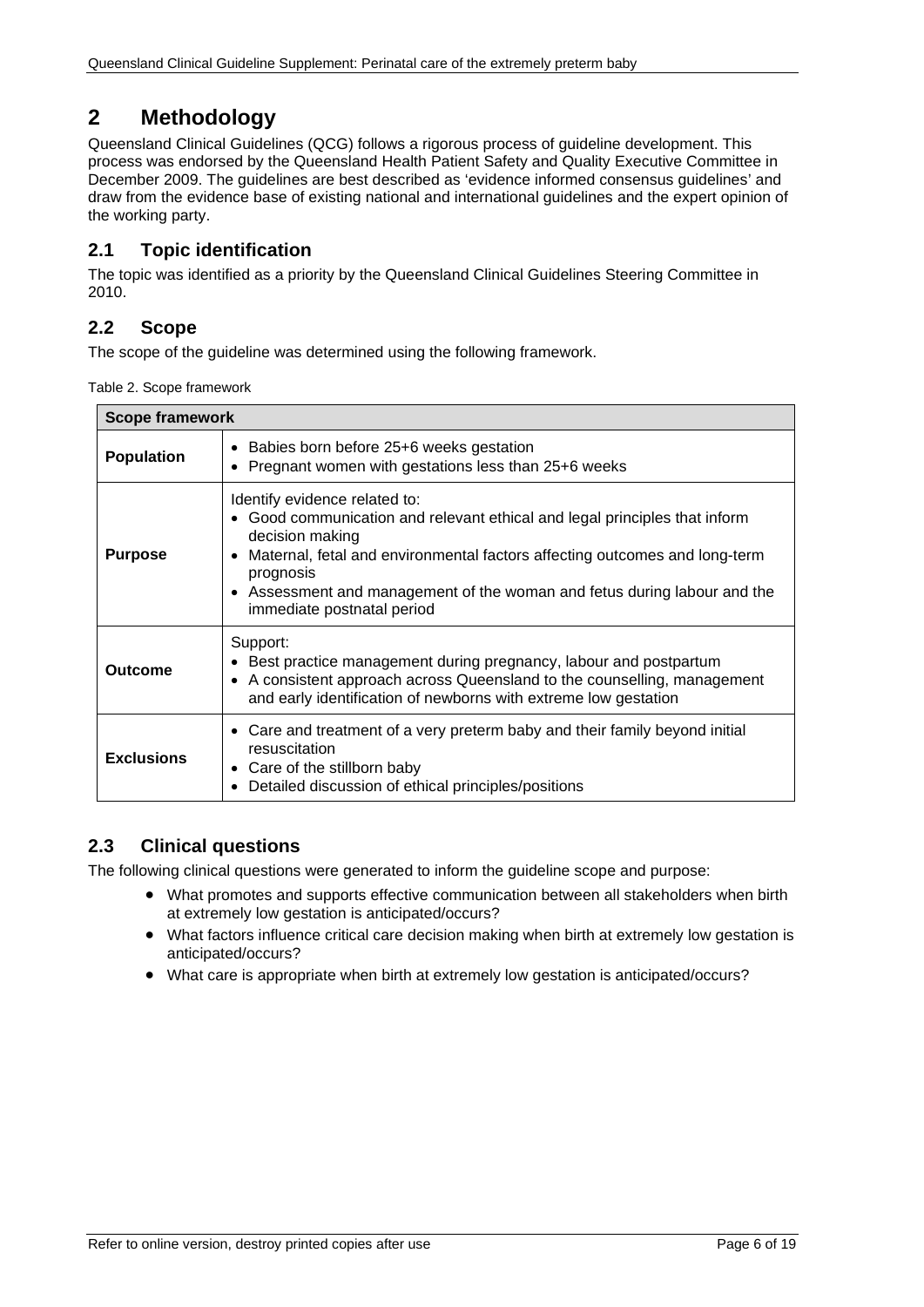# 2 Methodology

Queensland Clinical Guidelines (QCG) follows a rigorous process of guideline development. This process was endorsed by the Queensland Health Patient Safety and Quality Executive Committee in December 2009. The guidelines are best described as 'evidence informed consensus guidelines' and draw from the evidence base of existing national and international guidelines and the expert opinion of the working party.

## 2.1 Topic identification

The topic was identified as a priority by the Queensland Clinical Guidelines Steering Committee in 2010.

## 2.2 Scope

The scope of the guideline was determined using the following framework.

Table 2. Scope framework

| **Scope framework** | |
|---|---|
| **Population** | • Babies born before 25+6 weeks gestation<br>• Pregnant women with gestations less than 25+6 weeks |
| **Purpose** | Identify evidence related to:<br>• Good communication and relevant ethical and legal principles that inform decision making<br>• Maternal, fetal and environmental factors affecting outcomes and long-term prognosis<br>• Assessment and management of the woman and fetus during labour and the immediate postnatal period |
| **Outcome** | Support:<br>• Best practice management during pregnancy, labour and postpartum<br>• A consistent approach across Queensland to the counselling, management and early identification of newborns with extreme low gestation |
| **Exclusions** | • Care and treatment of a very preterm baby and their family beyond initial resuscitation<br>• Care of the stillborn baby<br>• Detailed discussion of ethical principles/positions |

## 2.3 Clinical questions

The following clinical questions were generated to inform the guideline scope and purpose:

- What promotes and supports effective communication between all stakeholders when birth at extremely low gestation is anticipated/occurs?
- What factors influence critical care decision making when birth at extremely low gestation is anticipated/occurs?
- What care is appropriate when birth at extremely low gestation is anticipated/occurs?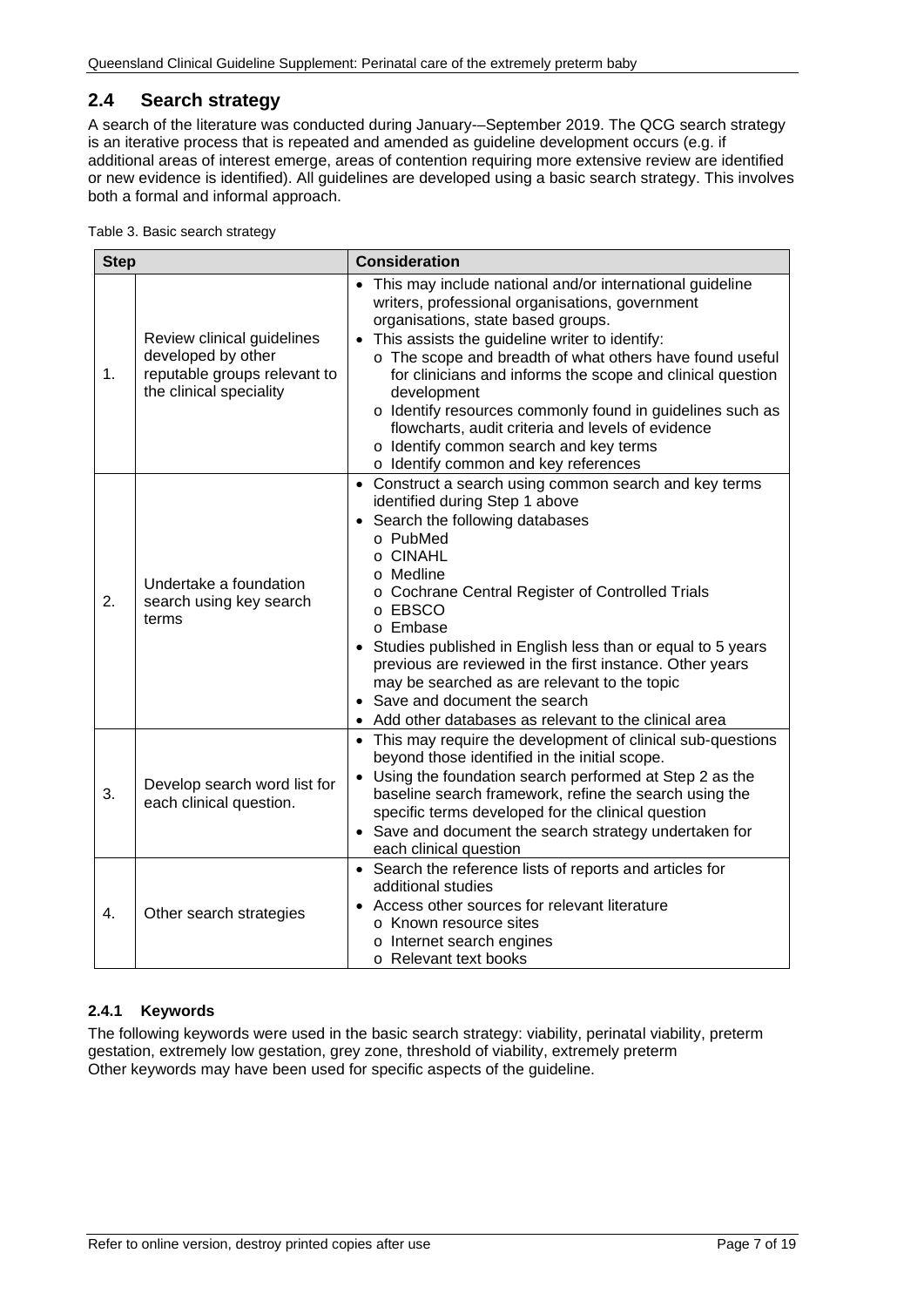## 2.4 Search strategy

A search of the literature was conducted during January-–September 2019. The QCG search strategy is an iterative process that is repeated and amended as guideline development occurs (e.g. if additional areas of interest emerge, areas of contention requiring more extensive review are identified or new evidence is identified). All guidelines are developed using a basic search strategy. This involves both a formal and informal approach.

Table 3. Basic search strategy

| Step | | Consideration |
|---|---|---|
| 1. | Review clinical guidelines developed by other reputable groups relevant to the clinical speciality | • This may include national and/or international guideline writers, professional organisations, government organisations, state based groups.<br>• This assists the guideline writer to identify:<br>  o The scope and breadth of what others have found useful for clinicians and informs the scope and clinical question development<br>  o Identify resources commonly found in guidelines such as flowcharts, audit criteria and levels of evidence<br>  o Identify common search and key terms<br>  o Identify common and key references |
| 2. | Undertake a foundation search using key search terms | • Construct a search using common search and key terms identified during Step 1 above<br>• Search the following databases<br>  o PubMed<br>  o CINAHL<br>  o Medline<br>  o Cochrane Central Register of Controlled Trials<br>  o EBSCO<br>  o Embase<br>• Studies published in English less than or equal to 5 years previous are reviewed in the first instance. Other years may be searched as are relevant to the topic<br>• Save and document the search<br>• Add other databases as relevant to the clinical area |
| 3. | Develop search word list for each clinical question. | • This may require the development of clinical sub-questions beyond those identified in the initial scope.<br>• Using the foundation search performed at Step 2 as the baseline search framework, refine the search using the specific terms developed for the clinical question<br>• Save and document the search strategy undertaken for each clinical question |
| 4. | Other search strategies | • Search the reference lists of reports and articles for additional studies<br>• Access other sources for relevant literature<br>  o Known resource sites<br>  o Internet search engines<br>  o Relevant text books |

### 2.4.1 Keywords

The following keywords were used in the basic search strategy: viability, perinatal viability, preterm gestation, extremely low gestation, grey zone, threshold of viability, extremely preterm
Other keywords may have been used for specific aspects of the guideline.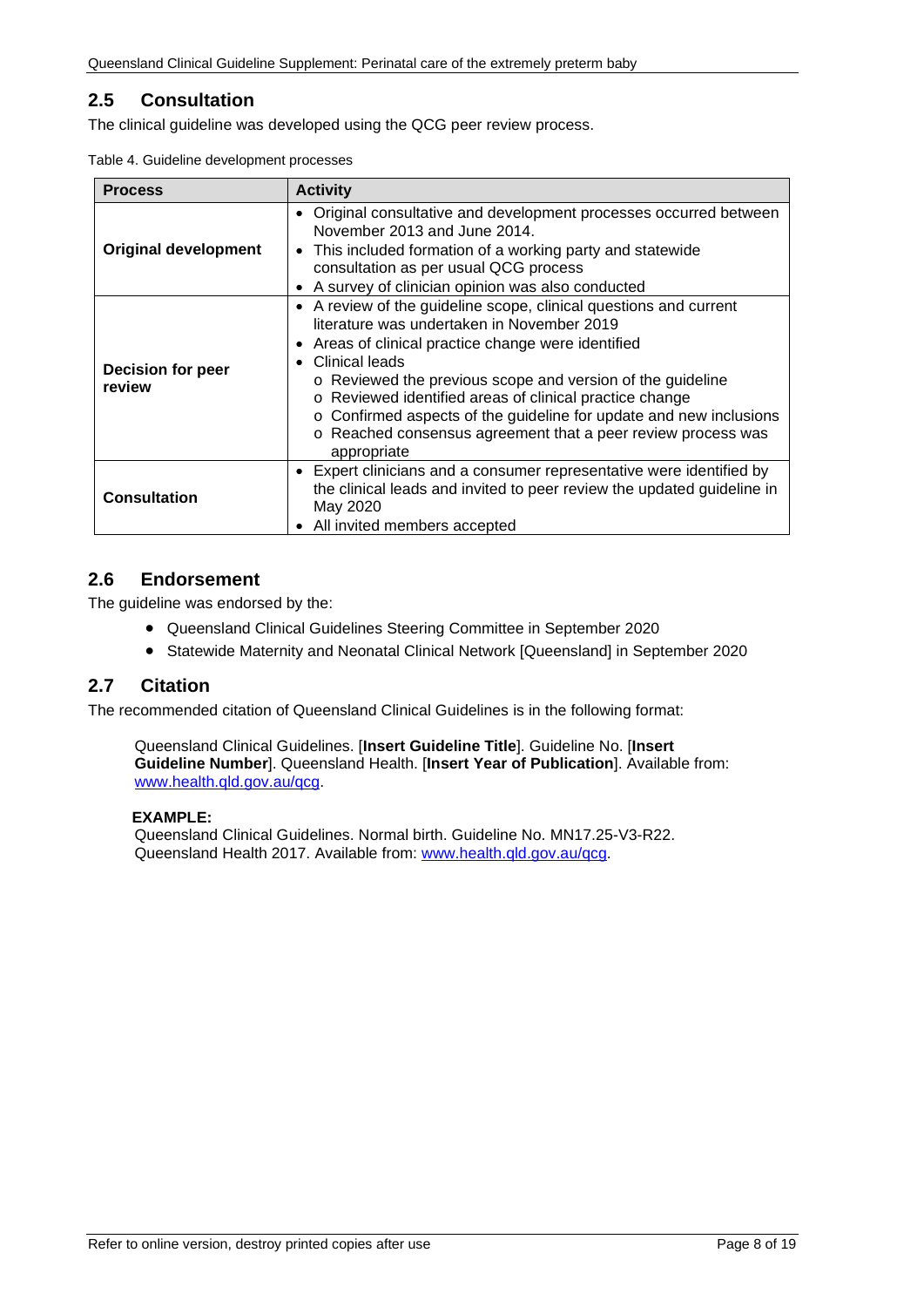## 2.5 Consultation

The clinical guideline was developed using the QCG peer review process.

Table 4. Guideline development processes

| Process | Activity |
|---|---|
| **Original development** | • Original consultative and development processes occurred between November 2013 and June 2014.<br>• This included formation of a working party and statewide consultation as per usual QCG process<br>• A survey of clinician opinion was also conducted |
| **Decision for peer review** | • A review of the guideline scope, clinical questions and current literature was undertaken in November 2019<br>• Areas of clinical practice change were identified<br>• Clinical leads<br>  o Reviewed the previous scope and version of the guideline<br>  o Reviewed identified areas of clinical practice change<br>  o Confirmed aspects of the guideline for update and new inclusions<br>  o Reached consensus agreement that a peer review process was appropriate |
| **Consultation** | • Expert clinicians and a consumer representative were identified by the clinical leads and invited to peer review the updated guideline in May 2020<br>• All invited members accepted |

## 2.6 Endorsement

The guideline was endorsed by the:

- Queensland Clinical Guidelines Steering Committee in September 2020
- Statewide Maternity and Neonatal Clinical Network [Queensland] in September 2020

## 2.7 Citation

The recommended citation of Queensland Clinical Guidelines is in the following format:

> Queensland Clinical Guidelines. [**Insert Guideline Title**]. Guideline No. [**Insert Guideline Number**]. Queensland Health. [**Insert Year of Publication**]. Available from: www.health.qld.gov.au/qcg.
>
> **EXAMPLE:**
> Queensland Clinical Guidelines. Normal birth. Guideline No. MN17.25-V3-R22. Queensland Health 2017. Available from: www.health.qld.gov.au/qcg.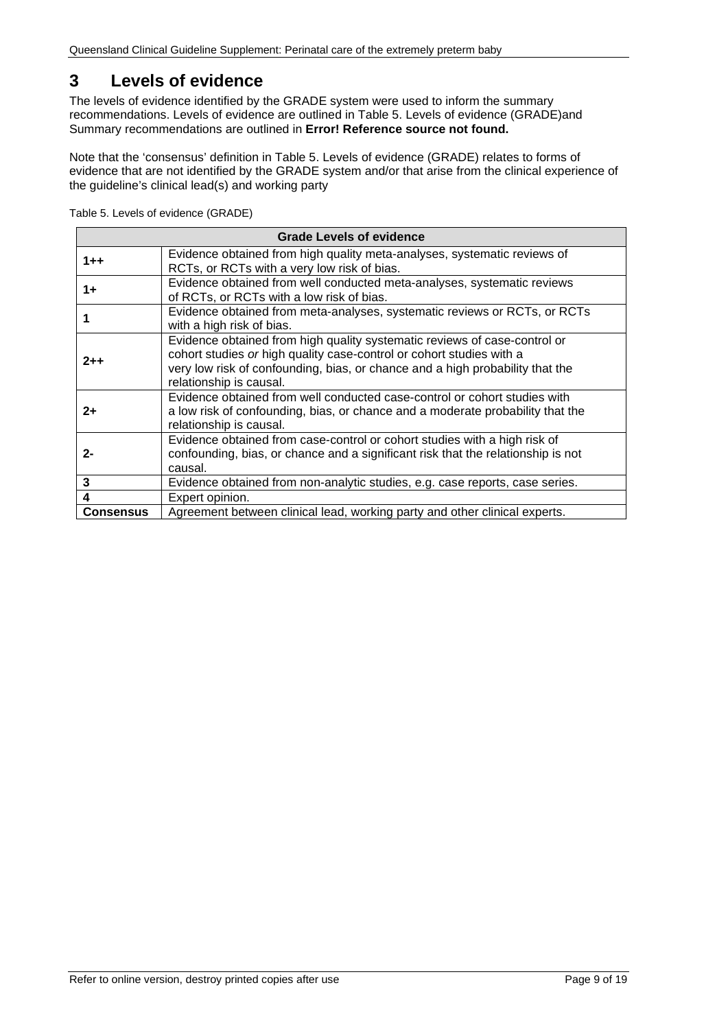# 3 Levels of evidence

The levels of evidence identified by the GRADE system were used to inform the summary recommendations. Levels of evidence are outlined in Table 5. Levels of evidence (GRADE)and Summary recommendations are outlined in **Error! Reference source not found.**

Note that the 'consensus' definition in Table 5. Levels of evidence (GRADE) relates to forms of evidence that are not identified by the GRADE system and/or that arise from the clinical experience of the guideline's clinical lead(s) and working party

Table 5. Levels of evidence (GRADE)

| **Grade Levels of evidence** | |
|---|---|
| **1++** | Evidence obtained from high quality meta-analyses, systematic reviews of RCTs, or RCTs with a very low risk of bias. |
| **1+** | Evidence obtained from well conducted meta-analyses, systematic reviews of RCTs, or RCTs with a low risk of bias. |
| **1** | Evidence obtained from meta-analyses, systematic reviews or RCTs, or RCTs with a high risk of bias. |
| **2++** | Evidence obtained from high quality systematic reviews of case-control or cohort studies *or* high quality case-control or cohort studies with a very low risk of confounding, bias, or chance and a high probability that the relationship is causal. |
| **2+** | Evidence obtained from well conducted case-control or cohort studies with a low risk of confounding, bias, or chance and a moderate probability that the relationship is causal. |
| **2-** | Evidence obtained from case-control or cohort studies with a high risk of confounding, bias, or chance and a significant risk that the relationship is not causal. |
| **3** | Evidence obtained from non-analytic studies, e.g. case reports, case series. |
| **4** | Expert opinion. |
| **Consensus** | Agreement between clinical lead, working party and other clinical experts. |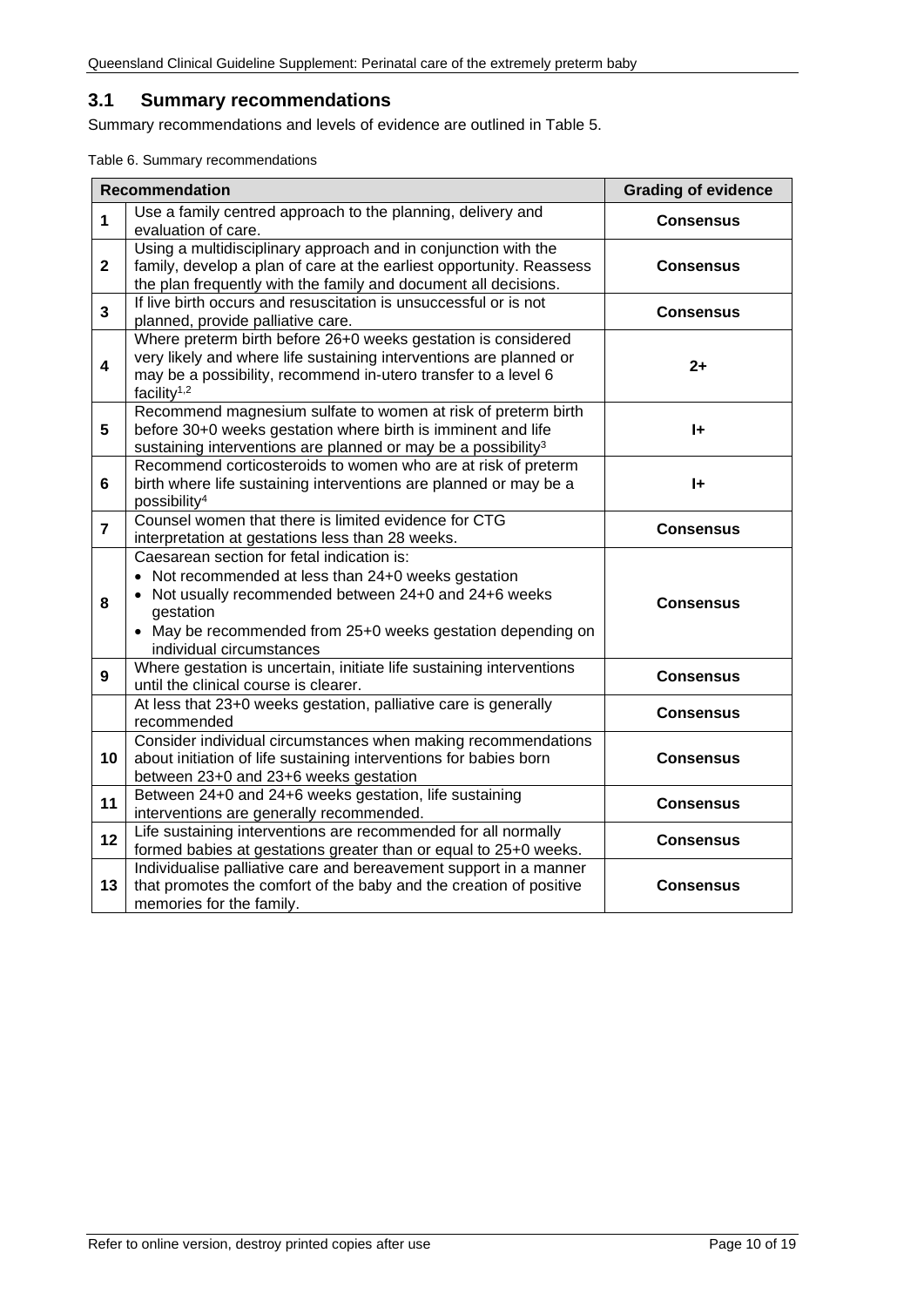## 3.1 Summary recommendations

Summary recommendations and levels of evidence are outlined in Table 5.

Table 6. Summary recommendations

| | Recommendation | Grading of evidence |
|---|---|---|
| **1** | Use a family centred approach to the planning, delivery and evaluation of care. | **Consensus** |
| **2** | Using a multidisciplinary approach and in conjunction with the family, develop a plan of care at the earliest opportunity. Reassess the plan frequently with the family and document all decisions. | **Consensus** |
| **3** | If live birth occurs and resuscitation is unsuccessful or is not planned, provide palliative care. | **Consensus** |
| **4** | Where preterm birth before 26+0 weeks gestation is considered very likely and where life sustaining interventions are planned or may be a possibility, recommend in-utero transfer to a level 6 facility[1,2] | **2+** |
| **5** | Recommend magnesium sulfate to women at risk of preterm birth before 30+0 weeks gestation where birth is imminent and life sustaining interventions are planned or may be a possibility[3] | **I+** |
| **6** | Recommend corticosteroids to women who are at risk of preterm birth where life sustaining interventions are planned or may be a possibility[4] | **I+** |
| **7** | Counsel women that there is limited evidence for CTG interpretation at gestations less than 28 weeks. | **Consensus** |
| **8** | Caesarean section for fetal indication is:<br>• Not recommended at less than 24+0 weeks gestation<br>• Not usually recommended between 24+0 and 24+6 weeks gestation<br>• May be recommended from 25+0 weeks gestation depending on individual circumstances | **Consensus** |
| **9** | Where gestation is uncertain, initiate life sustaining interventions until the clinical course is clearer. | **Consensus** |
| | At less that 23+0 weeks gestation, palliative care is generally recommended | **Consensus** |
| **10** | Consider individual circumstances when making recommendations about initiation of life sustaining interventions for babies born between 23+0 and 23+6 weeks gestation | **Consensus** |
| **11** | Between 24+0 and 24+6 weeks gestation, life sustaining interventions are generally recommended. | **Consensus** |
| **12** | Life sustaining interventions are recommended for all normally formed babies at gestations greater than or equal to 25+0 weeks. | **Consensus** |
| **13** | Individualise palliative care and bereavement support in a manner that promotes the comfort of the baby and the creation of positive memories for the family. | **Consensus** |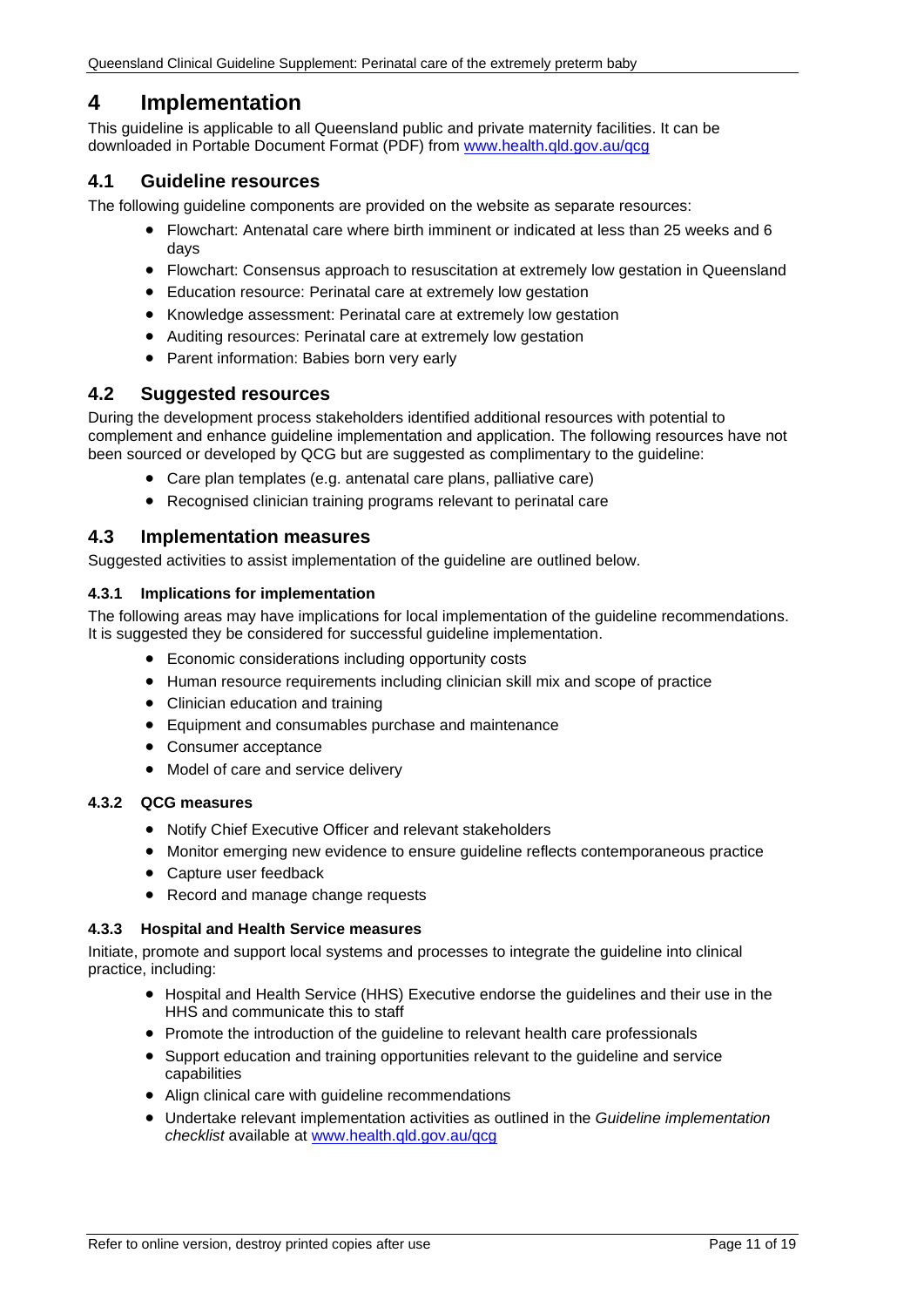# 4 Implementation

This guideline is applicable to all Queensland public and private maternity facilities. It can be downloaded in Portable Document Format (PDF) from [www.health.qld.gov.au/qcg](www.health.qld.gov.au/qcg)

## 4.1 Guideline resources

The following guideline components are provided on the website as separate resources:

- Flowchart: Antenatal care where birth imminent or indicated at less than 25 weeks and 6 days
- Flowchart: Consensus approach to resuscitation at extremely low gestation in Queensland
- Education resource: Perinatal care at extremely low gestation
- Knowledge assessment: Perinatal care at extremely low gestation
- Auditing resources: Perinatal care at extremely low gestation
- Parent information: Babies born very early

## 4.2 Suggested resources

During the development process stakeholders identified additional resources with potential to complement and enhance guideline implementation and application. The following resources have not been sourced or developed by QCG but are suggested as complimentary to the guideline:

- Care plan templates (e.g. antenatal care plans, palliative care)
- Recognised clinician training programs relevant to perinatal care

## 4.3 Implementation measures

Suggested activities to assist implementation of the guideline are outlined below.

### 4.3.1 Implications for implementation

The following areas may have implications for local implementation of the guideline recommendations. It is suggested they be considered for successful guideline implementation.

- Economic considerations including opportunity costs
- Human resource requirements including clinician skill mix and scope of practice
- Clinician education and training
- Equipment and consumables purchase and maintenance
- Consumer acceptance
- Model of care and service delivery

### 4.3.2 QCG measures

- Notify Chief Executive Officer and relevant stakeholders
- Monitor emerging new evidence to ensure guideline reflects contemporaneous practice
- Capture user feedback
- Record and manage change requests

### 4.3.3 Hospital and Health Service measures

Initiate, promote and support local systems and processes to integrate the guideline into clinical practice, including:

- Hospital and Health Service (HHS) Executive endorse the guidelines and their use in the HHS and communicate this to staff
- Promote the introduction of the guideline to relevant health care professionals
- Support education and training opportunities relevant to the guideline and service capabilities
- Align clinical care with guideline recommendations
- Undertake relevant implementation activities as outlined in the *Guideline implementation checklist* available at [www.health.qld.gov.au/qcg](www.health.qld.gov.au/qcg)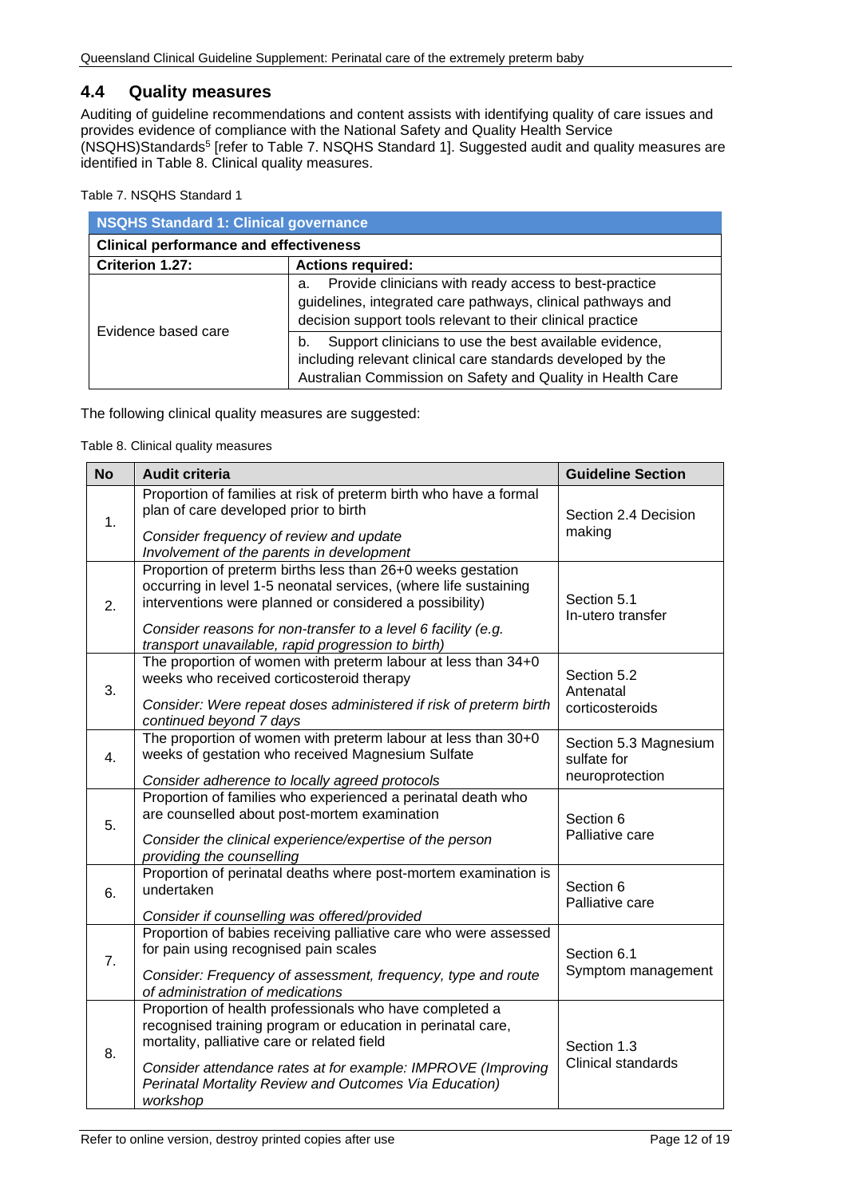## 4.4 Quality measures

Auditing of guideline recommendations and content assists with identifying quality of care issues and provides evidence of compliance with the National Safety and Quality Health Service (NSQHS)Standards[5] [refer to Table 7. NSQHS Standard 1]. Suggested audit and quality measures are identified in Table 8. Clinical quality measures.

Table 7. NSQHS Standard 1

| **NSQHS Standard 1: Clinical governance** | |
|---|---|
| **Clinical performance and effectiveness** | |
| **Criterion 1.27:** | **Actions required:** |
| Evidence based care | a. Provide clinicians with ready access to best-practice guidelines, integrated care pathways, clinical pathways and decision support tools relevant to their clinical practice |
| | b. Support clinicians to use the best available evidence, including relevant clinical care standards developed by the Australian Commission on Safety and Quality in Health Care |

The following clinical quality measures are suggested:

Table 8. Clinical quality measures

| **No** | **Audit criteria** | **Guideline Section** |
|---|---|---|
| 1. | Proportion of families at risk of preterm birth who have a formal plan of care developed prior to birth<br>*Consider frequency of review and update*<br>*Involvement of the parents in development* | Section 2.4 Decision making |
| 2. | Proportion of preterm births less than 26+0 weeks gestation occurring in level 1-5 neonatal services, (where life sustaining interventions were planned or considered a possibility)<br>*Consider reasons for non-transfer to a level 6 facility (e.g. transport unavailable, rapid progression to birth)* | Section 5.1 In-utero transfer |
| 3. | The proportion of women with preterm labour at less than 34+0 weeks who received corticosteroid therapy<br>*Consider: Were repeat doses administered if risk of preterm birth continued beyond 7 days* | Section 5.2 Antenatal corticosteroids |
| 4. | The proportion of women with preterm labour at less than 30+0 weeks of gestation who received Magnesium Sulfate<br>*Consider adherence to locally agreed protocols* | Section 5.3 Magnesium sulfate for neuroprotection |
| 5. | Proportion of families who experienced a perinatal death who are counselled about post-mortem examination<br>*Consider the clinical experience/expertise of the person providing the counselling* | Section 6 Palliative care |
| 6. | Proportion of perinatal deaths where post-mortem examination is undertaken<br>*Consider if counselling was offered/provided* | Section 6 Palliative care |
| 7. | Proportion of babies receiving palliative care who were assessed for pain using recognised pain scales<br>*Consider: Frequency of assessment, frequency, type and route of administration of medications* | Section 6.1 Symptom management |
| 8. | Proportion of health professionals who have completed a recognised training program or education in perinatal care, mortality, palliative care or related field<br>*Consider attendance rates at for example: IMPROVE (Improving Perinatal Mortality Review and Outcomes Via Education) workshop* | Section 1.3 Clinical standards |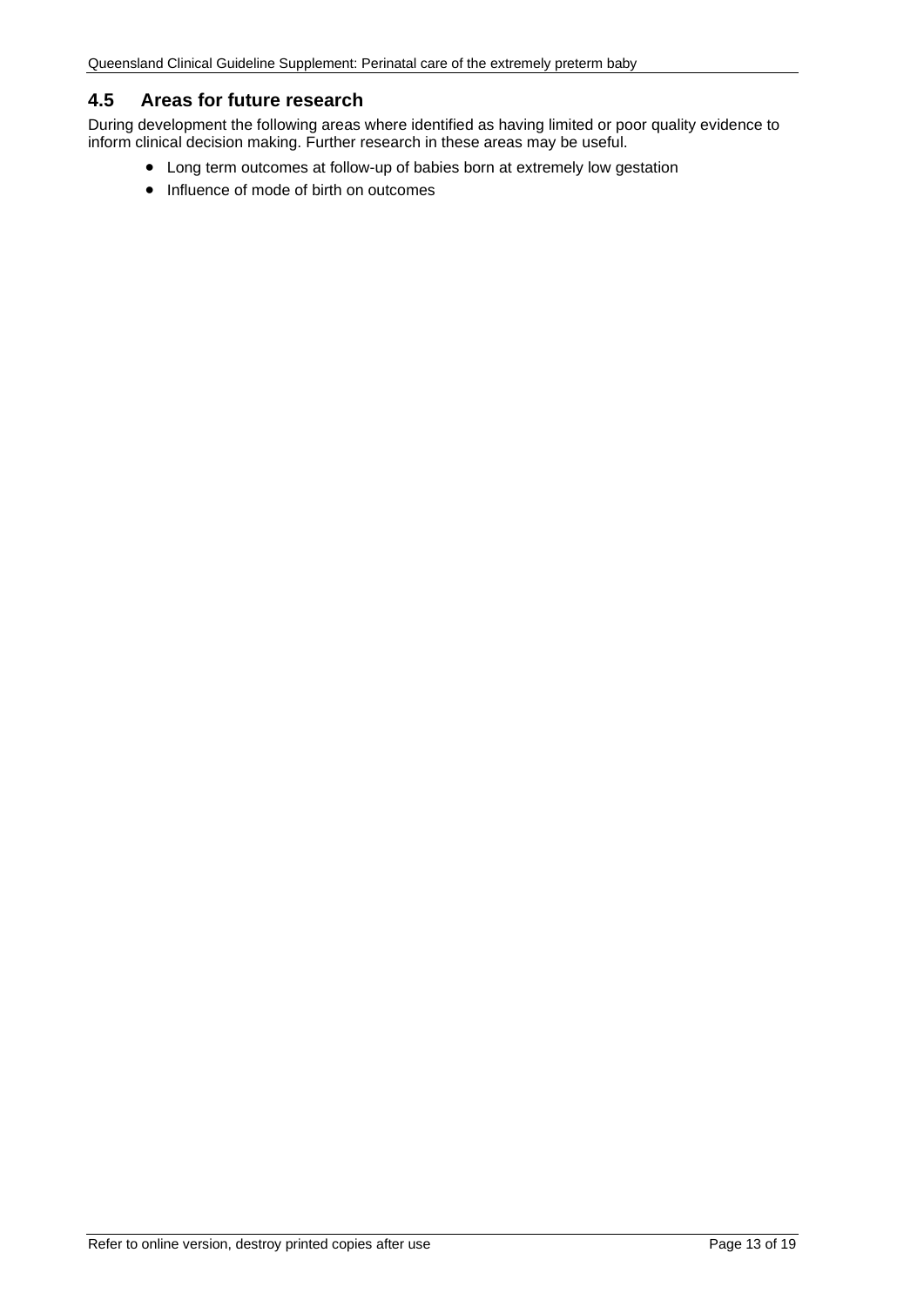## 4.5 Areas for future research

During development the following areas where identified as having limited or poor quality evidence to inform clinical decision making. Further research in these areas may be useful.

- Long term outcomes at follow-up of babies born at extremely low gestation
- Influence of mode of birth on outcomes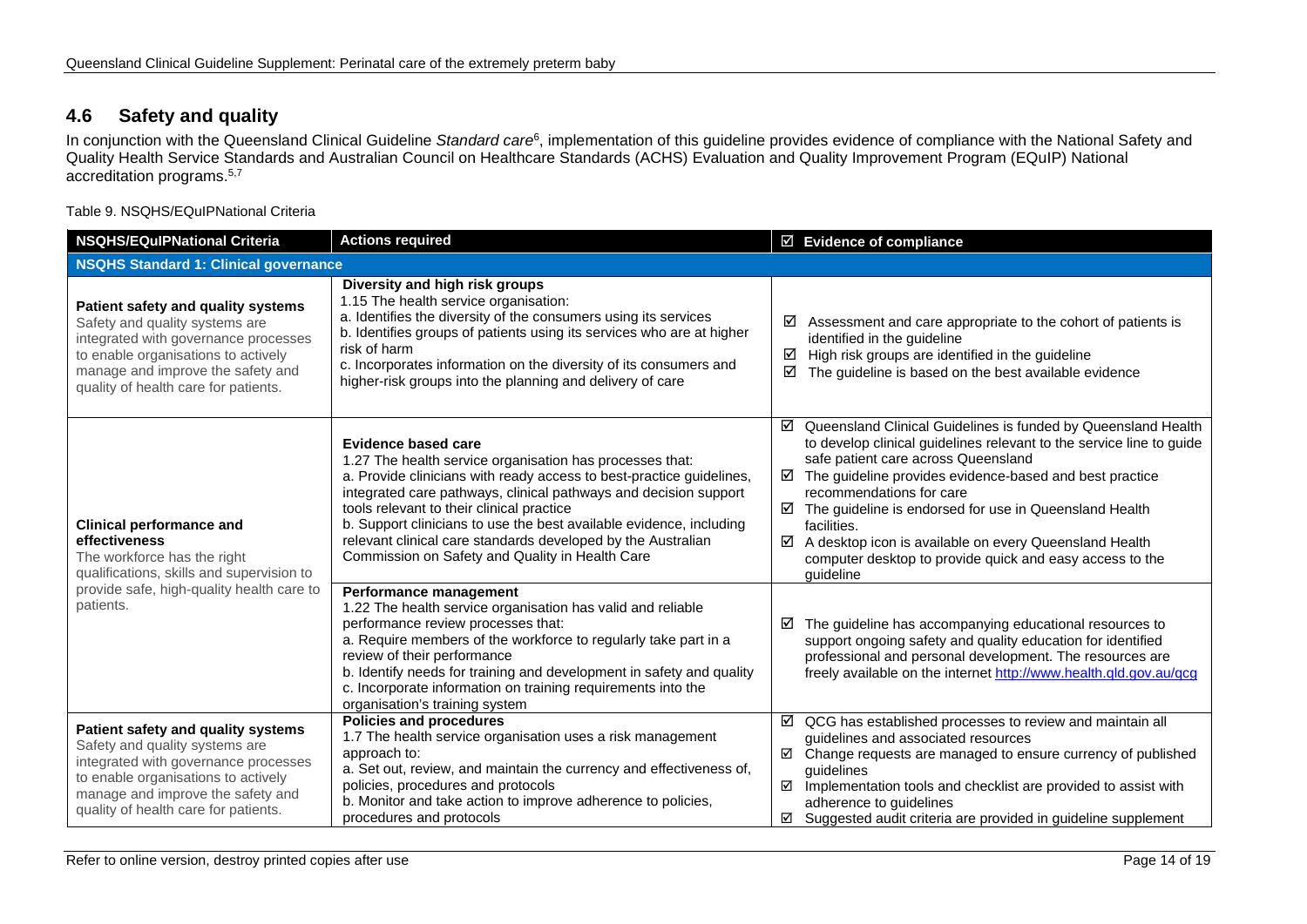## 4.6 Safety and quality

In conjunction with the Queensland Clinical Guideline *Standard care*[6], implementation of this guideline provides evidence of compliance with the National Safety and Quality Health Service Standards and Australian Council on Healthcare Standards (ACHS) Evaluation and Quality Improvement Program (EQuIP) National accreditation programs.[5,7]

Table 9. NSQHS/EQuIPNational Criteria

| NSQHS/EQuIPNational Criteria | Actions required | ☑ Evidence of compliance |
|---|---|---|
| **NSQHS Standard 1: Clinical governance** | | |
| **Patient safety and quality systems**<br>Safety and quality systems are integrated with governance processes to enable organisations to actively manage and improve the safety and quality of health care for patients. | **Diversity and high risk groups**<br>1.15 The health service organisation:<br>a. Identifies the diversity of the consumers using its services<br>b. Identifies groups of patients using its services who are at higher risk of harm<br>c. Incorporates information on the diversity of its consumers and higher-risk groups into the planning and delivery of care | ☑ Assessment and care appropriate to the cohort of patients is identified in the guideline<br>☑ High risk groups are identified in the guideline<br>☑ The guideline is based on the best available evidence |
| **Clinical performance and effectiveness**<br>The workforce has the right qualifications, skills and supervision to provide safe, high-quality health care to patients. | **Evidence based care**<br>1.27 The health service organisation has processes that:<br>a. Provide clinicians with ready access to best-practice guidelines, integrated care pathways, clinical pathways and decision support tools relevant to their clinical practice<br>b. Support clinicians to use the best available evidence, including relevant clinical care standards developed by the Australian Commission on Safety and Quality in Health Care | ☑ Queensland Clinical Guidelines is funded by Queensland Health to develop clinical guidelines relevant to the service line to guide safe patient care across Queensland<br>☑ The guideline provides evidence-based and best practice recommendations for care<br>☑ The guideline is endorsed for use in Queensland Health facilities.<br>☑ A desktop icon is available on every Queensland Health computer desktop to provide quick and easy access to the guideline |
| | **Performance management**<br>1.22 The health service organisation has valid and reliable performance review processes that:<br>a. Require members of the workforce to regularly take part in a review of their performance<br>b. Identify needs for training and development in safety and quality<br>c. Incorporate information on training requirements into the organisation's training system | ☑ The guideline has accompanying educational resources to support ongoing safety and quality education for identified professional and personal development. The resources are freely available on the internet http://www.health.qld.gov.au/qcg |
| **Patient safety and quality systems**<br>Safety and quality systems are integrated with governance processes to enable organisations to actively manage and improve the safety and quality of health care for patients. | **Policies and procedures**<br>1.7 The health service organisation uses a risk management approach to:<br>a. Set out, review, and maintain the currency and effectiveness of, policies, procedures and protocols<br>b. Monitor and take action to improve adherence to policies, procedures and protocols | ☑ QCG has established processes to review and maintain all guidelines and associated resources<br>☑ Change requests are managed to ensure currency of published guidelines<br>☑ Implementation tools and checklist are provided to assist with adherence to guidelines<br>☑ Suggested audit criteria are provided in guideline supplement |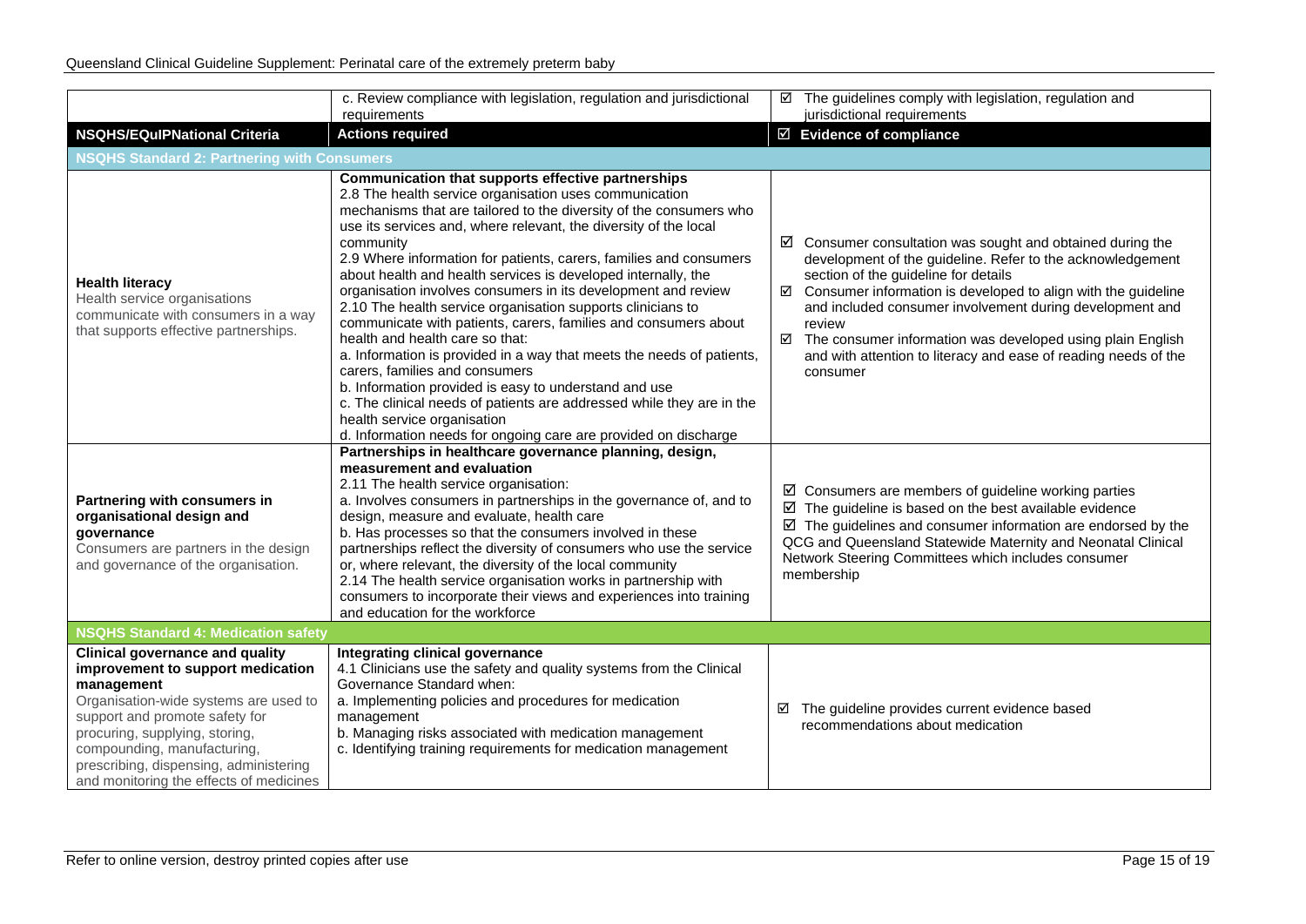| | c. Review compliance with legislation, regulation and jurisdictional requirements | ☑ The guidelines comply with legislation, regulation and jurisdictional requirements |
|---|---|---|
| **NSQHS/EQuIPNational Criteria** | **Actions required** | ☑ **Evidence of compliance** |
| **NSQHS Standard 2: Partnering with Consumers** | | |
| **Health literacy**<br>Health service organisations communicate with consumers in a way that supports effective partnerships. | **Communication that supports effective partnerships**<br>2.8 The health service organisation uses communication mechanisms that are tailored to the diversity of the consumers who use its services and, where relevant, the diversity of the local community<br>2.9 Where information for patients, carers, families and consumers about health and health services is developed internally, the organisation involves consumers in its development and review<br>2.10 The health service organisation supports clinicians to communicate with patients, carers, families and consumers about health and health care so that:<br>a. Information is provided in a way that meets the needs of patients, carers, families and consumers<br>b. Information provided is easy to understand and use<br>c. The clinical needs of patients are addressed while they are in the health service organisation<br>d. Information needs for ongoing care are provided on discharge | ☑ Consumer consultation was sought and obtained during the development of the guideline. Refer to the acknowledgement section of the guideline for details<br>☑ Consumer information is developed to align with the guideline and included consumer involvement during development and review<br>☑ The consumer information was developed using plain English and with attention to literacy and ease of reading needs of the consumer |
| **Partnering with consumers in organisational design and governance**<br>Consumers are partners in the design and governance of the organisation. | **Partnerships in healthcare governance planning, design, measurement and evaluation**<br>2.11 The health service organisation:<br>a. Involves consumers in partnerships in the governance of, and to design, measure and evaluate, health care<br>b. Has processes so that the consumers involved in these partnerships reflect the diversity of consumers who use the service or, where relevant, the diversity of the local community<br>2.14 The health service organisation works in partnership with consumers to incorporate their views and experiences into training and education for the workforce | ☑ Consumers are members of guideline working parties<br>☑ The guideline is based on the best available evidence<br>☑ The guidelines and consumer information are endorsed by the QCG and Queensland Statewide Maternity and Neonatal Clinical Network Steering Committees which includes consumer membership |
| **NSQHS Standard 4: Medication safety** | | |
| **Clinical governance and quality improvement to support medication management**<br>Organisation-wide systems are used to support and promote safety for procuring, supplying, storing, compounding, manufacturing, prescribing, dispensing, administering and monitoring the effects of medicines | **Integrating clinical governance**<br>4.1 Clinicians use the safety and quality systems from the Clinical Governance Standard when:<br>a. Implementing policies and procedures for medication management<br>b. Managing risks associated with medication management<br>c. Identifying training requirements for medication management | ☑ The guideline provides current evidence based recommendations about medication |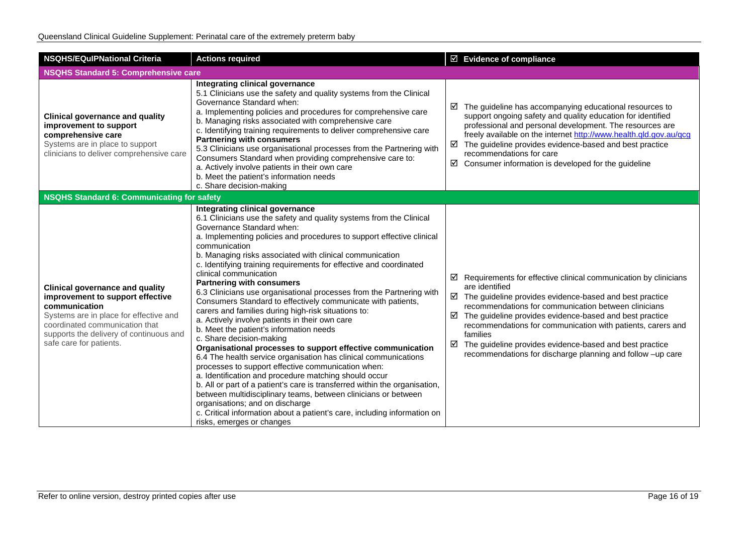| NSQHS/EQuIPNational Criteria | Actions required | ☑ Evidence of compliance |
|---|---|---|
| **NSQHS Standard 5: Comprehensive care** | | |
| **Clinical governance and quality improvement to support comprehensive care**<br>Systems are in place to support clinicians to deliver comprehensive care | **Integrating clinical governance**<br>5.1 Clinicians use the safety and quality systems from the Clinical Governance Standard when:<br>a. Implementing policies and procedures for comprehensive care<br>b. Managing risks associated with comprehensive care<br>c. Identifying training requirements to deliver comprehensive care<br>**Partnering with consumers**<br>5.3 Clinicians use organisational processes from the Partnering with Consumers Standard when providing comprehensive care to:<br>a. Actively involve patients in their own care<br>b. Meet the patient's information needs<br>c. Share decision-making | ☑ The guideline has accompanying educational resources to support ongoing safety and quality education for identified professional and personal development. The resources are freely available on the internet http://www.health.qld.gov.au/qcg<br>☑ The guideline provides evidence-based and best practice recommendations for care<br>☑ Consumer information is developed for the guideline |
| **NSQHS Standard 6: Communicating for safety** | | |
| **Clinical governance and quality improvement to support effective communication**<br>Systems are in place for effective and coordinated communication that supports the delivery of continuous and safe care for patients. | **Integrating clinical governance**<br>6.1 Clinicians use the safety and quality systems from the Clinical Governance Standard when:<br>a. Implementing policies and procedures to support effective clinical communication<br>b. Managing risks associated with clinical communication<br>c. Identifying training requirements for effective and coordinated clinical communication<br>**Partnering with consumers**<br>6.3 Clinicians use organisational processes from the Partnering with Consumers Standard to effectively communicate with patients, carers and families during high-risk situations to:<br>a. Actively involve patients in their own care<br>b. Meet the patient's information needs<br>c. Share decision-making<br>**Organisational processes to support effective communication**<br>6.4 The health service organisation has clinical communications processes to support effective communication when:<br>a. Identification and procedure matching should occur<br>b. All or part of a patient's care is transferred within the organisation, between multidisciplinary teams, between clinicians or between organisations; and on discharge<br>c. Critical information about a patient's care, including information on risks, emerges or changes | ☑ Requirements for effective clinical communication by clinicians are identified<br>☑ The guideline provides evidence-based and best practice recommendations for communication between clinicians<br>☑ The guideline provides evidence-based and best practice recommendations for communication with patients, carers and families<br>☑ The guideline provides evidence-based and best practice recommendations for discharge planning and follow –up care |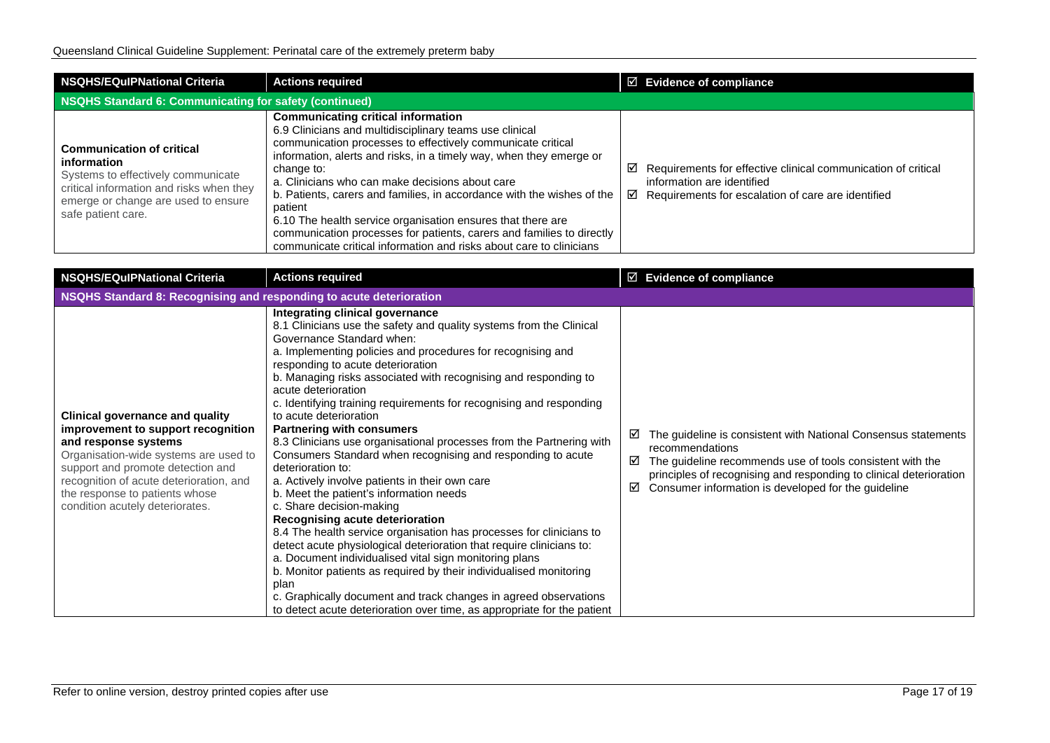| NSQHS/EQuIPNational Criteria | Actions required | ☑ Evidence of compliance |
|---|---|---|
| **NSQHS Standard 6: Communicating for safety (continued)** | | |
| **Communication of critical information**<br>Systems to effectively communicate critical information and risks when they emerge or change are used to ensure safe patient care. | **Communicating critical information**<br>6.9 Clinicians and multidisciplinary teams use clinical communication processes to effectively communicate critical information, alerts and risks, in a timely way, when they emerge or change to:<br>a. Clinicians who can make decisions about care<br>b. Patients, carers and families, in accordance with the wishes of the patient<br>6.10 The health service organisation ensures that there are communication processes for patients, carers and families to directly communicate critical information and risks about care to clinicians | ☑ Requirements for effective clinical communication of critical information are identified<br>☑ Requirements for escalation of care are identified |

| NSQHS/EQuIPNational Criteria | Actions required | ☑ Evidence of compliance |
|---|---|---|
| **NSQHS Standard 8: Recognising and responding to acute deterioration** | | |
| **Clinical governance and quality improvement to support recognition and response systems**<br>Organisation-wide systems are used to support and promote detection and recognition of acute deterioration, and the response to patients whose condition acutely deteriorates. | **Integrating clinical governance**<br>8.1 Clinicians use the safety and quality systems from the Clinical Governance Standard when:<br>a. Implementing policies and procedures for recognising and responding to acute deterioration<br>b. Managing risks associated with recognising and responding to acute deterioration<br>c. Identifying training requirements for recognising and responding to acute deterioration<br>**Partnering with consumers**<br>8.3 Clinicians use organisational processes from the Partnering with Consumers Standard when recognising and responding to acute deterioration to:<br>a. Actively involve patients in their own care<br>b. Meet the patient's information needs<br>c. Share decision-making<br>**Recognising acute deterioration**<br>8.4 The health service organisation has processes for clinicians to detect acute physiological deterioration that require clinicians to:<br>a. Document individualised vital sign monitoring plans<br>b. Monitor patients as required by their individualised monitoring plan<br>c. Graphically document and track changes in agreed observations to detect acute deterioration over time, as appropriate for the patient | ☑ The guideline is consistent with National Consensus statements recommendations<br>☑ The guideline recommends use of tools consistent with the principles of recognising and responding to clinical deterioration<br>☑ Consumer information is developed for the guideline |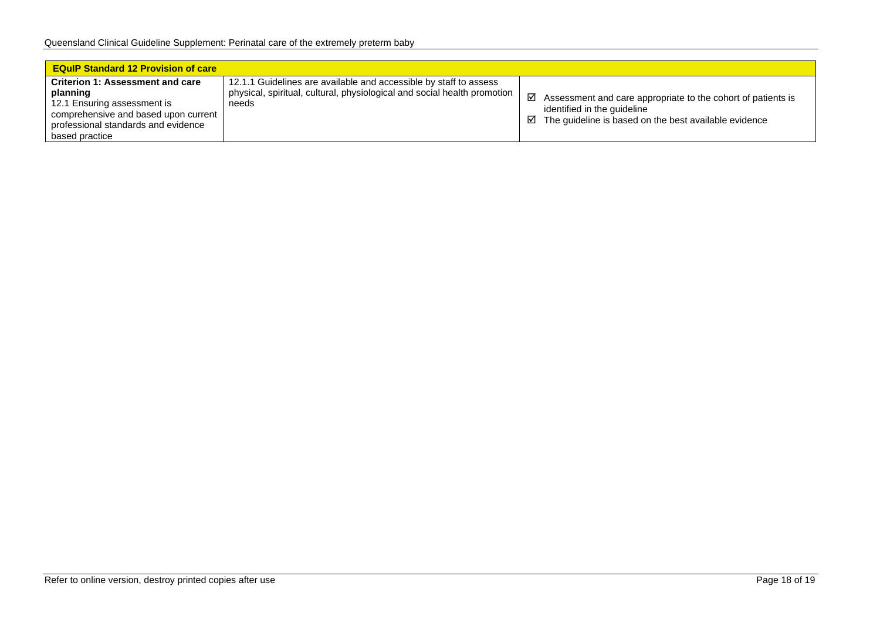| EQuIP Standard 12 Provision of care | | |
|---|---|---|
| **Criterion 1: Assessment and care planning**<br>12.1 Ensuring assessment is comprehensive and based upon current professional standards and evidence based practice | 12.1.1 Guidelines are available and accessible by staff to assess physical, spiritual, cultural, physiological and social health promotion needs | ☑ Assessment and care appropriate to the cohort of patients is identified in the guideline<br>☑ The guideline is based on the best available evidence |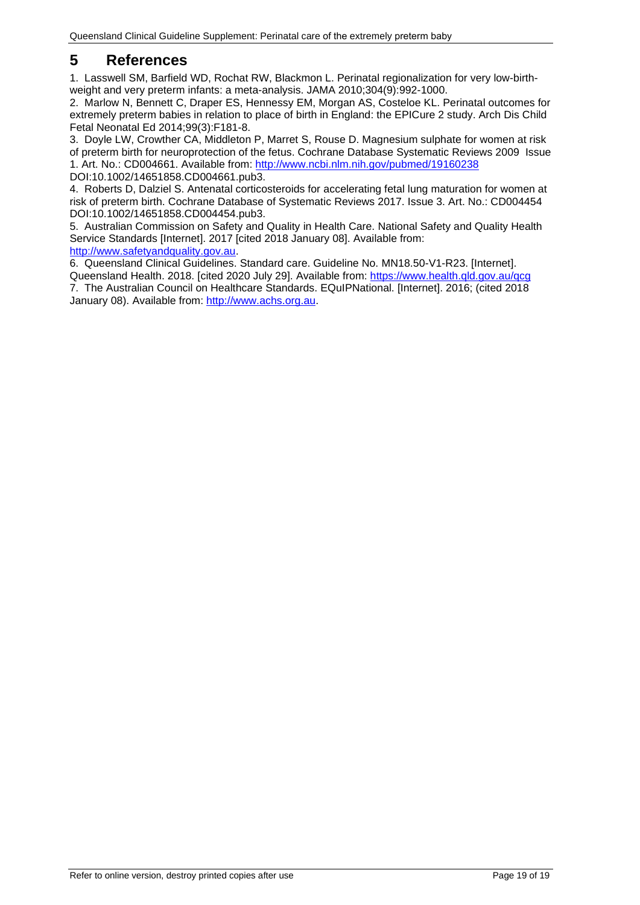# 5 References

1. Lasswell SM, Barfield WD, Rochat RW, Blackmon L. Perinatal regionalization for very low-birth-weight and very preterm infants: a meta-analysis. JAMA 2010;304(9):992-1000.
2. Marlow N, Bennett C, Draper ES, Hennessy EM, Morgan AS, Costeloe KL. Perinatal outcomes for extremely preterm babies in relation to place of birth in England: the EPICure 2 study. Arch Dis Child Fetal Neonatal Ed 2014;99(3):F181-8.
3. Doyle LW, Crowther CA, Middleton P, Marret S, Rouse D. Magnesium sulphate for women at risk of preterm birth for neuroprotection of the fetus. Cochrane Database Systematic Reviews 2009 Issue 1. Art. No.: CD004661. Available from: http://www.ncbi.nlm.nih.gov/pubmed/19160238 DOI:10.1002/14651858.CD004661.pub3.
4. Roberts D, Dalziel S. Antenatal corticosteroids for accelerating fetal lung maturation for women at risk of preterm birth. Cochrane Database of Systematic Reviews 2017. Issue 3. Art. No.: CD004454 DOI:10.1002/14651858.CD004454.pub3.
5. Australian Commission on Safety and Quality in Health Care. National Safety and Quality Health Service Standards [Internet]. 2017 [cited 2018 January 08]. Available from: http://www.safetyandquality.gov.au.
6. Queensland Clinical Guidelines. Standard care. Guideline No. MN18.50-V1-R23. [Internet]. Queensland Health. 2018. [cited 2020 July 29]. Available from: https://www.health.qld.gov.au/qcg
7. The Australian Council on Healthcare Standards. EQuIPNational. [Internet]. 2016; (cited 2018 January 08). Available from: http://www.achs.org.au.